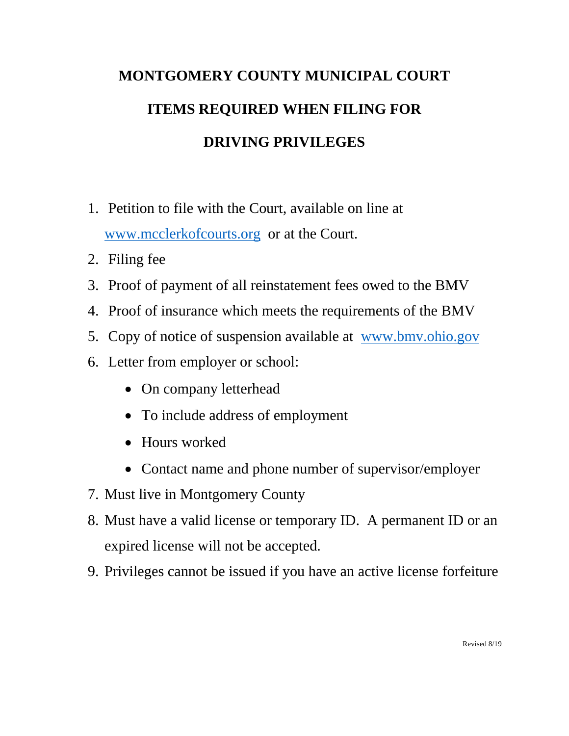# MONTGOMERY COUNTY MUNICIPAL COURT

# ITEMS REQUIRED WHEN FILING FOR

# DRIVING PRIVILEGES

1. Petition to file with the Court, available on line at [www.mcclerkofcourts.org](http://www.mcclerkofcourts.org) or at the Court.
2. Filing fee
3. Proof of payment of all reinstatement fees owed to the BMV
4. Proof of insurance which meets the requirements of the BMV
5. Copy of notice of suspension available at [www.bmv.ohio.gov](http://www.bmv.ohio.gov)
6. Letter from employer or school:
   - On company letterhead
   - To include address of employment
   - Hours worked
   - Contact name and phone number of supervisor/employer
7. Must live in Montgomery County
8. Must have a valid license or temporary ID. A permanent ID or an expired license will not be accepted.
9. Privileges cannot be issued if you have an active license forfeiture

Revised 8/19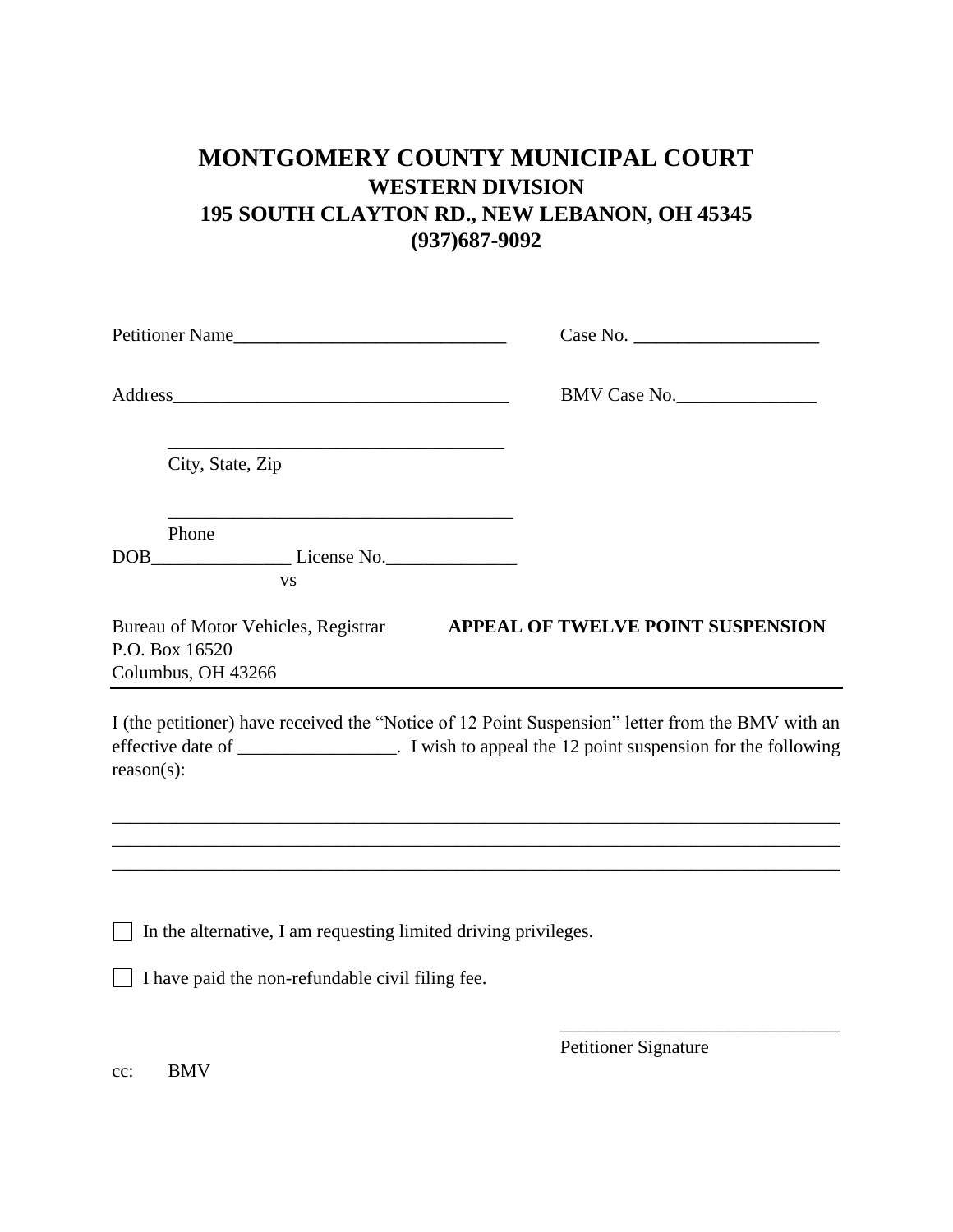# MONTGOMERY COUNTY MUNICIPAL COURT
## WESTERN DIVISION
## 195 SOUTH CLAYTON RD., NEW LEBANON, OH 45345
## (937)687-9092

Petitioner Name_____________________________ Case No. ____________________

Address____________________________________ BMV Case No._______________

____________________________________
City, State, Zip

____________________________________
Phone

DOB_______________ License No.______________

vs

Bureau of Motor Vehicles, Registrar
P.O. Box 16520
Columbus, OH 43266

**APPEAL OF TWELVE POINT SUSPENSION**

---

I (the petitioner) have received the "Notice of 12 Point Suspension" letter from the BMV with an effective date of _________________. I wish to appeal the 12 point suspension for the following reason(s):

_____________________________________________________________________________
_____________________________________________________________________________
_____________________________________________________________________________

☐ In the alternative, I am requesting limited driving privileges.

☐ I have paid the non-refundable civil filing fee.

_____________________________
Petitioner Signature

cc: BMV